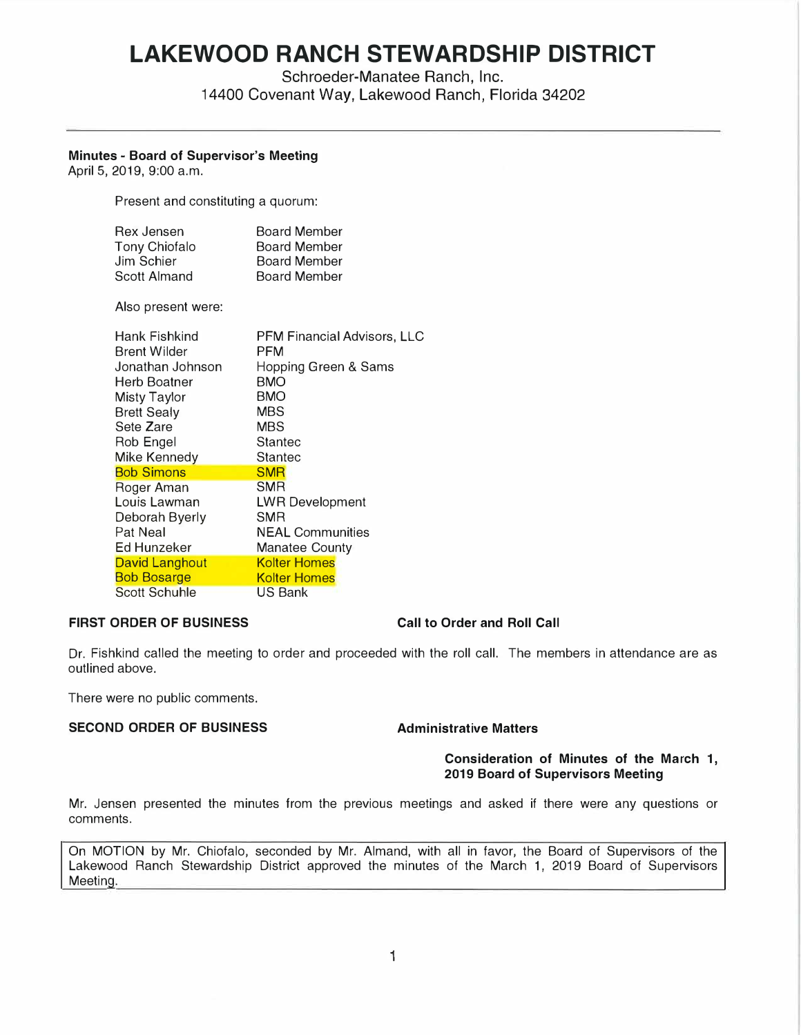# LAKEWOOD RANCH STEWARDSHIP DISTRICT

Schroeder-Manatee Ranch, Inc.
14400 Covenant Way, Lakewood Ranch, Florida 34202

---

**Minutes - Board of Supervisor's Meeting**
April 5, 2019, 9:00 a.m.

Present and constituting a quorum:

| | |
|---|---|
| Rex Jensen | Board Member |
| Tony Chiofalo | Board Member |
| Jim Schier | Board Member |
| Scott Almand | Board Member |

Also present were:

| | |
|---|---|
| Hank Fishkind | PFM Financial Advisors, LLC |
| Brent Wilder | PFM |
| Jonathan Johnson | Hopping Green & Sams |
| Herb Boatner | BMO |
| Misty Taylor | BMO |
| Brett Sealy | MBS |
| Sete Zare | MBS |
| Rob Engel | Stantec |
| Mike Kennedy | Stantec |
| Bob Simons | SMR |
| Roger Aman | SMR |
| Louis Lawman | LWR Development |
| Deborah Byerly | SMR |
| Pat Neal | NEAL Communities |
| Ed Hunzeker | Manatee County |
| David Langhout | Kolter Homes |
| Bob Bosarge | Kolter Homes |
| Scott Schuhle | US Bank |

**FIRST ORDER OF BUSINESS** **Call to Order and Roll Call**

Dr. Fishkind called the meeting to order and proceeded with the roll call. The members in attendance are as outlined above.

There were no public comments.

**SECOND ORDER OF BUSINESS** **Administrative Matters**

**Consideration of Minutes of the March 1, 2019 Board of Supervisors Meeting**

Mr. Jensen presented the minutes from the previous meetings and asked if there were any questions or comments.

On MOTION by Mr. Chiofalo, seconded by Mr. Almand, with all in favor, the Board of Supervisors of the Lakewood Ranch Stewardship District approved the minutes of the March 1, 2019 Board of Supervisors Meeting.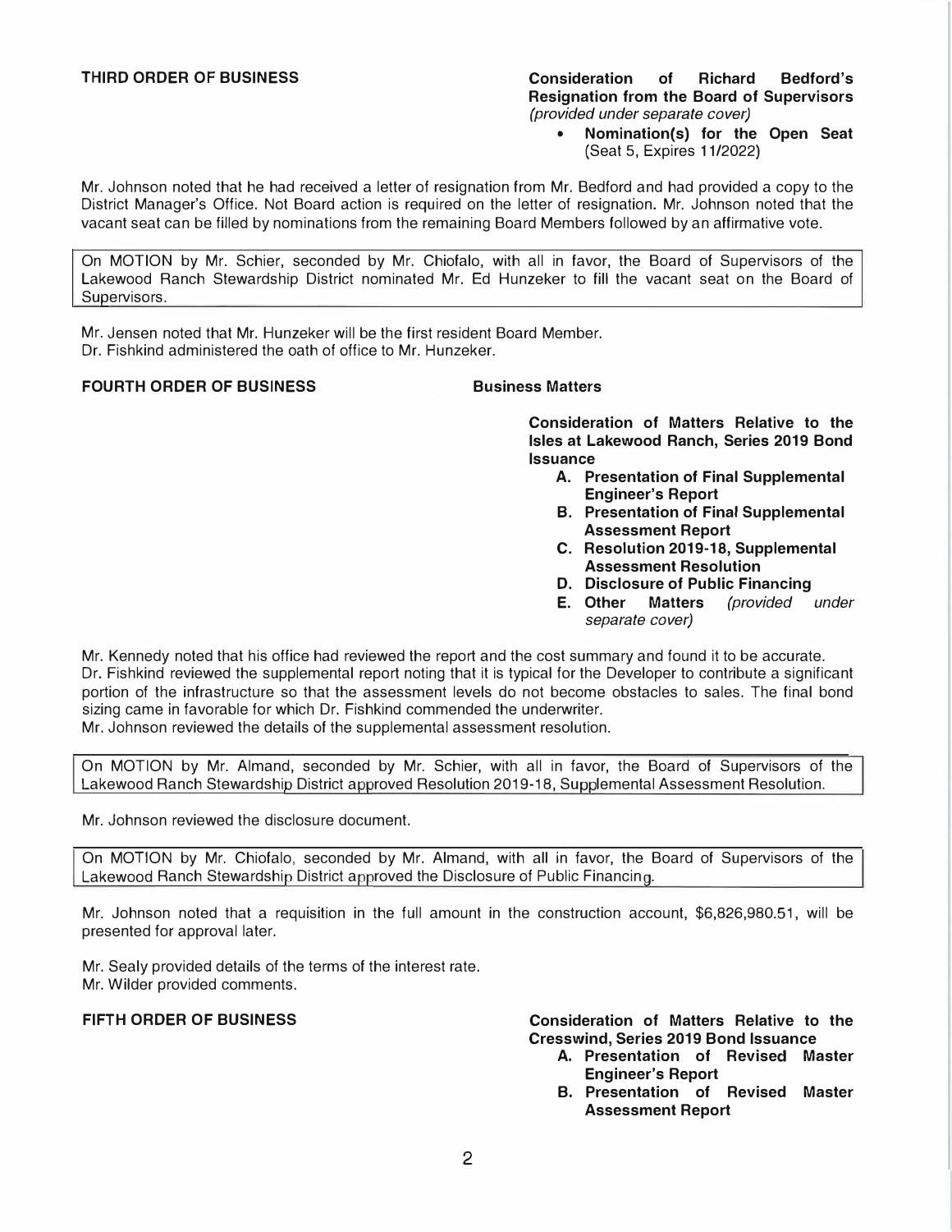**THIRD ORDER OF BUSINESS**

**Consideration of Richard Bedford's Resignation from the Board of Supervisors** *(provided under separate cover)*

- **Nomination(s) for the Open Seat** (Seat 5, Expires 11/2022)

Mr. Johnson noted that he had received a letter of resignation from Mr. Bedford and had provided a copy to the District Manager's Office. Not Board action is required on the letter of resignation. Mr. Johnson noted that the vacant seat can be filled by nominations from the remaining Board Members followed by an affirmative vote.

> On MOTION by Mr. Schier, seconded by Mr. Chiofalo, with all in favor, the Board of Supervisors of the Lakewood Ranch Stewardship District nominated Mr. Ed Hunzeker to fill the vacant seat on the Board of Supervisors.

Mr. Jensen noted that Mr. Hunzeker will be the first resident Board Member.
Dr. Fishkind administered the oath of office to Mr. Hunzeker.

**FOURTH ORDER OF BUSINESS**

**Business Matters**

**Consideration of Matters Relative to the Isles at Lakewood Ranch, Series 2019 Bond Issuance**

A. **Presentation of Final Supplemental Engineer's Report**
B. **Presentation of Final Supplemental Assessment Report**
C. **Resolution 2019-18, Supplemental Assessment Resolution**
D. **Disclosure of Public Financing**
E. **Other Matters** *(provided under separate cover)*

Mr. Kennedy noted that his office had reviewed the report and the cost summary and found it to be accurate.
Dr. Fishkind reviewed the supplemental report noting that it is typical for the Developer to contribute a significant portion of the infrastructure so that the assessment levels do not become obstacles to sales. The final bond sizing came in favorable for which Dr. Fishkind commended the underwriter.
Mr. Johnson reviewed the details of the supplemental assessment resolution.

> On MOTION by Mr. Almand, seconded by Mr. Schier, with all in favor, the Board of Supervisors of the Lakewood Ranch Stewardship District approved Resolution 2019-18, Supplemental Assessment Resolution.

Mr. Johnson reviewed the disclosure document.

> On MOTION by Mr. Chiofalo, seconded by Mr. Almand, with all in favor, the Board of Supervisors of the Lakewood Ranch Stewardship District approved the Disclosure of Public Financing.

Mr. Johnson noted that a requisition in the full amount in the construction account, $6,826,980.51, will be presented for approval later.

Mr. Sealy provided details of the terms of the interest rate.
Mr. Wilder provided comments.

**FIFTH ORDER OF BUSINESS**

**Consideration of Matters Relative to the Cresswind, Series 2019 Bond Issuance**

A. **Presentation of Revised Master Engineer's Report**
B. **Presentation of Revised Master Assessment Report**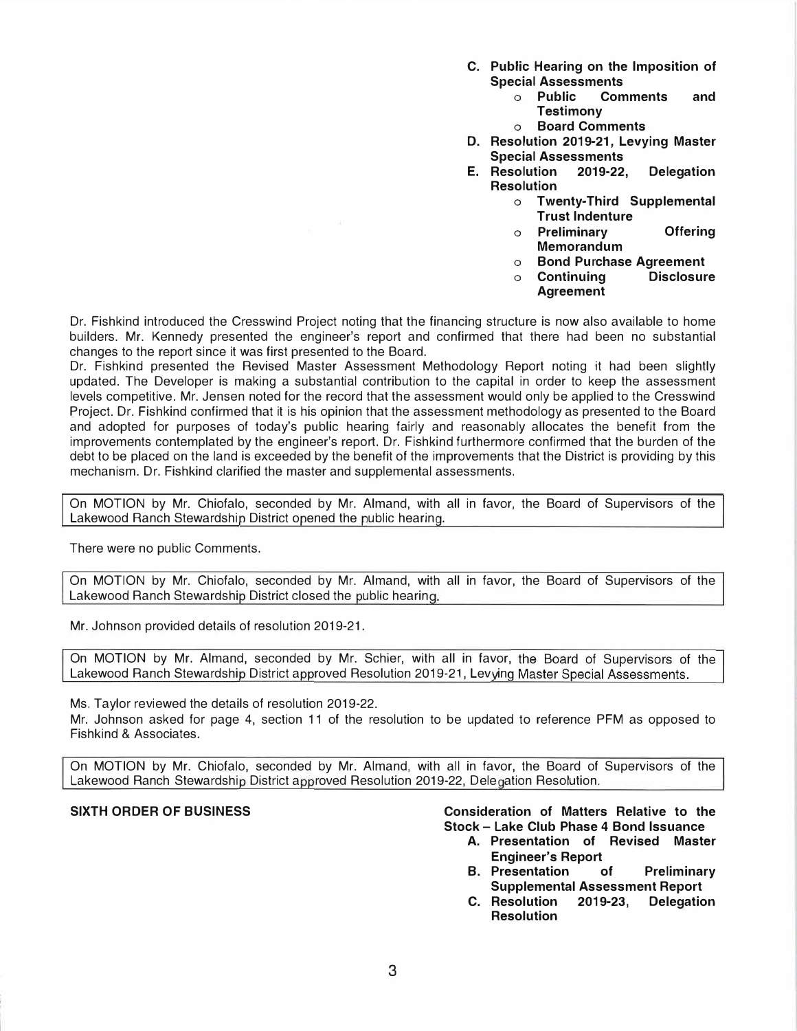**C. Public Hearing on the Imposition of Special Assessments**
- **Public Comments and Testimony**
- **Board Comments**

**D. Resolution 2019-21, Levying Master Special Assessments**

**E. Resolution 2019-22, Delegation Resolution**
- **Twenty-Third Supplemental Trust Indenture**
- **Preliminary Offering Memorandum**
- **Bond Purchase Agreement**
- **Continuing Disclosure Agreement**

Dr. Fishkind introduced the Cresswind Project noting that the financing structure is now also available to home builders. Mr. Kennedy presented the engineer's report and confirmed that there had been no substantial changes to the report since it was first presented to the Board.

Dr. Fishkind presented the Revised Master Assessment Methodology Report noting it had been slightly updated. The Developer is making a substantial contribution to the capital in order to keep the assessment levels competitive. Mr. Jensen noted for the record that the assessment would only be applied to the Cresswind Project. Dr. Fishkind confirmed that it is his opinion that the assessment methodology as presented to the Board and adopted for purposes of today's public hearing fairly and reasonably allocates the benefit from the improvements contemplated by the engineer's report. Dr. Fishkind furthermore confirmed that the burden of the debt to be placed on the land is exceeded by the benefit of the improvements that the District is providing by this mechanism. Dr. Fishkind clarified the master and supplemental assessments.

> On MOTION by Mr. Chiofalo, seconded by Mr. Almand, with all in favor, the Board of Supervisors of the Lakewood Ranch Stewardship District opened the public hearing.

There were no public Comments.

> On MOTION by Mr. Chiofalo, seconded by Mr. Almand, with all in favor, the Board of Supervisors of the Lakewood Ranch Stewardship District closed the public hearing.

Mr. Johnson provided details of resolution 2019-21.

> On MOTION by Mr. Almand, seconded by Mr. Schier, with all in favor, the Board of Supervisors of the Lakewood Ranch Stewardship District approved Resolution 2019-21, Levying Master Special Assessments.

Ms. Taylor reviewed the details of resolution 2019-22.

Mr. Johnson asked for page 4, section 11 of the resolution to be updated to reference PFM as opposed to Fishkind & Associates.

> On MOTION by Mr. Chiofalo, seconded by Mr. Almand, with all in favor, the Board of Supervisors of the Lakewood Ranch Stewardship District approved Resolution 2019-22, Delegation Resolution.

**SIXTH ORDER OF BUSINESS** — **Consideration of Matters Relative to the Stock – Lake Club Phase 4 Bond Issuance**

**A. Presentation of Revised Master Engineer's Report**

**B. Presentation of Preliminary Supplemental Assessment Report**

**C. Resolution 2019-23, Delegation Resolution**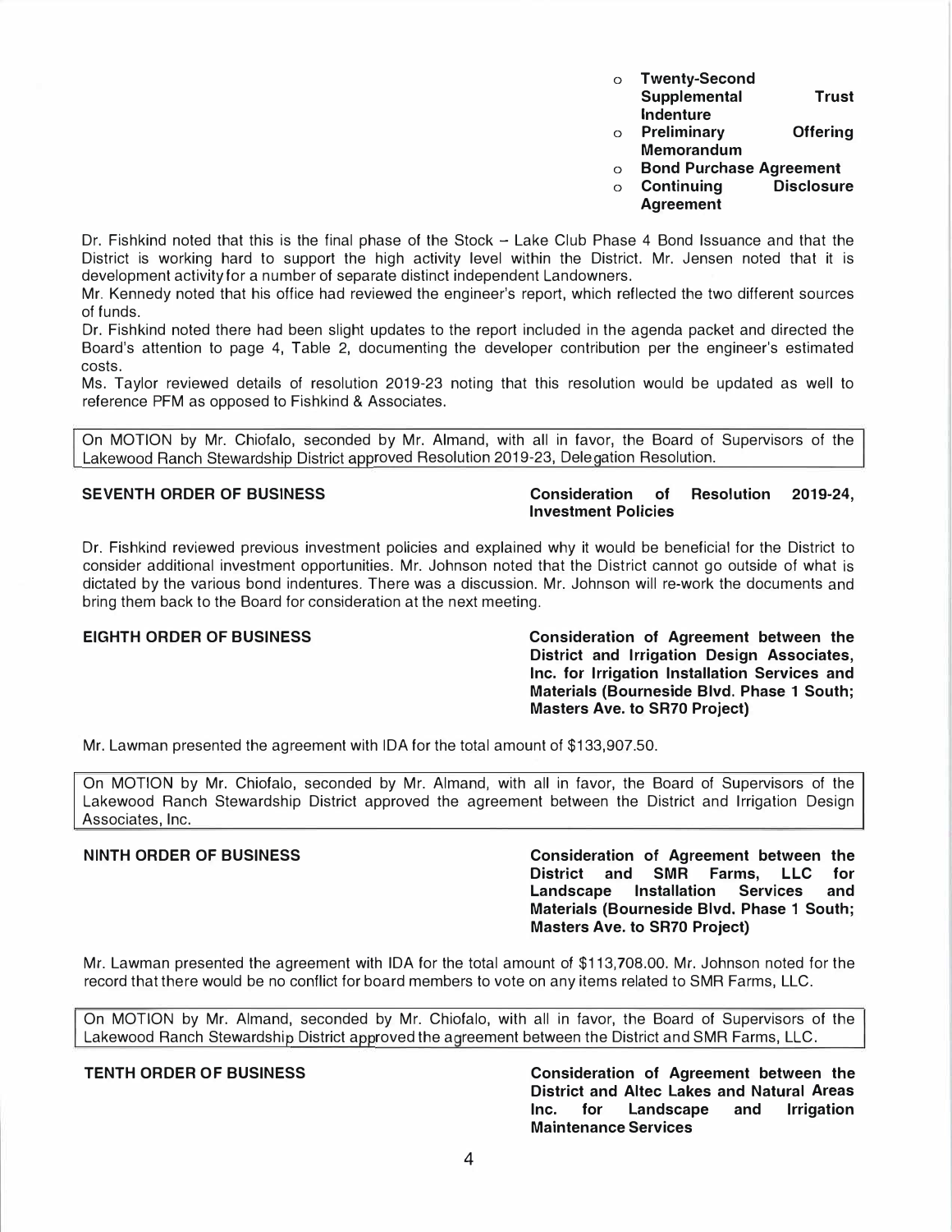- **Twenty-Second Supplemental Trust Indenture**
- **Preliminary Offering Memorandum**
- **Bond Purchase Agreement**
- **Continuing Disclosure Agreement**

Dr. Fishkind noted that this is the final phase of the Stock – Lake Club Phase 4 Bond Issuance and that the District is working hard to support the high activity level within the District. Mr. Jensen noted that it is development activity for a number of separate distinct independent Landowners.

Mr. Kennedy noted that his office had reviewed the engineer's report, which reflected the two different sources of funds.

Dr. Fishkind noted there had been slight updates to the report included in the agenda packet and directed the Board's attention to page 4, Table 2, documenting the developer contribution per the engineer's estimated costs.

Ms. Taylor reviewed details of resolution 2019-23 noting that this resolution would be updated as well to reference PFM as opposed to Fishkind & Associates.

> On MOTION by Mr. Chiofalo, seconded by Mr. Almand, with all in favor, the Board of Supervisors of the Lakewood Ranch Stewardship District approved Resolution 2019-23, Delegation Resolution.

**SEVENTH ORDER OF BUSINESS** — **Consideration of Resolution 2019-24, Investment Policies**

Dr. Fishkind reviewed previous investment policies and explained why it would be beneficial for the District to consider additional investment opportunities. Mr. Johnson noted that the District cannot go outside of what is dictated by the various bond indentures. There was a discussion. Mr. Johnson will re-work the documents and bring them back to the Board for consideration at the next meeting.

**EIGHTH ORDER OF BUSINESS** — **Consideration of Agreement between the District and Irrigation Design Associates, Inc. for Irrigation Installation Services and Materials (Bourneside Blvd. Phase 1 South; Masters Ave. to SR70 Project)**

Mr. Lawman presented the agreement with IDA for the total amount of $133,907.50.

> On MOTION by Mr. Chiofalo, seconded by Mr. Almand, with all in favor, the Board of Supervisors of the Lakewood Ranch Stewardship District approved the agreement between the District and Irrigation Design Associates, Inc.

**NINTH ORDER OF BUSINESS** — **Consideration of Agreement between the District and SMR Farms, LLC for Landscape Installation Services and Materials (Bourneside Blvd. Phase 1 South; Masters Ave. to SR70 Project)**

Mr. Lawman presented the agreement with IDA for the total amount of $113,708.00. Mr. Johnson noted for the record that there would be no conflict for board members to vote on any items related to SMR Farms, LLC.

> On MOTION by Mr. Almand, seconded by Mr. Chiofalo, with all in favor, the Board of Supervisors of the Lakewood Ranch Stewardship District approved the agreement between the District and SMR Farms, LLC.

**TENTH ORDER OF BUSINESS** — **Consideration of Agreement between the District and Altec Lakes and Natural Areas Inc. for Landscape and Irrigation Maintenance Services**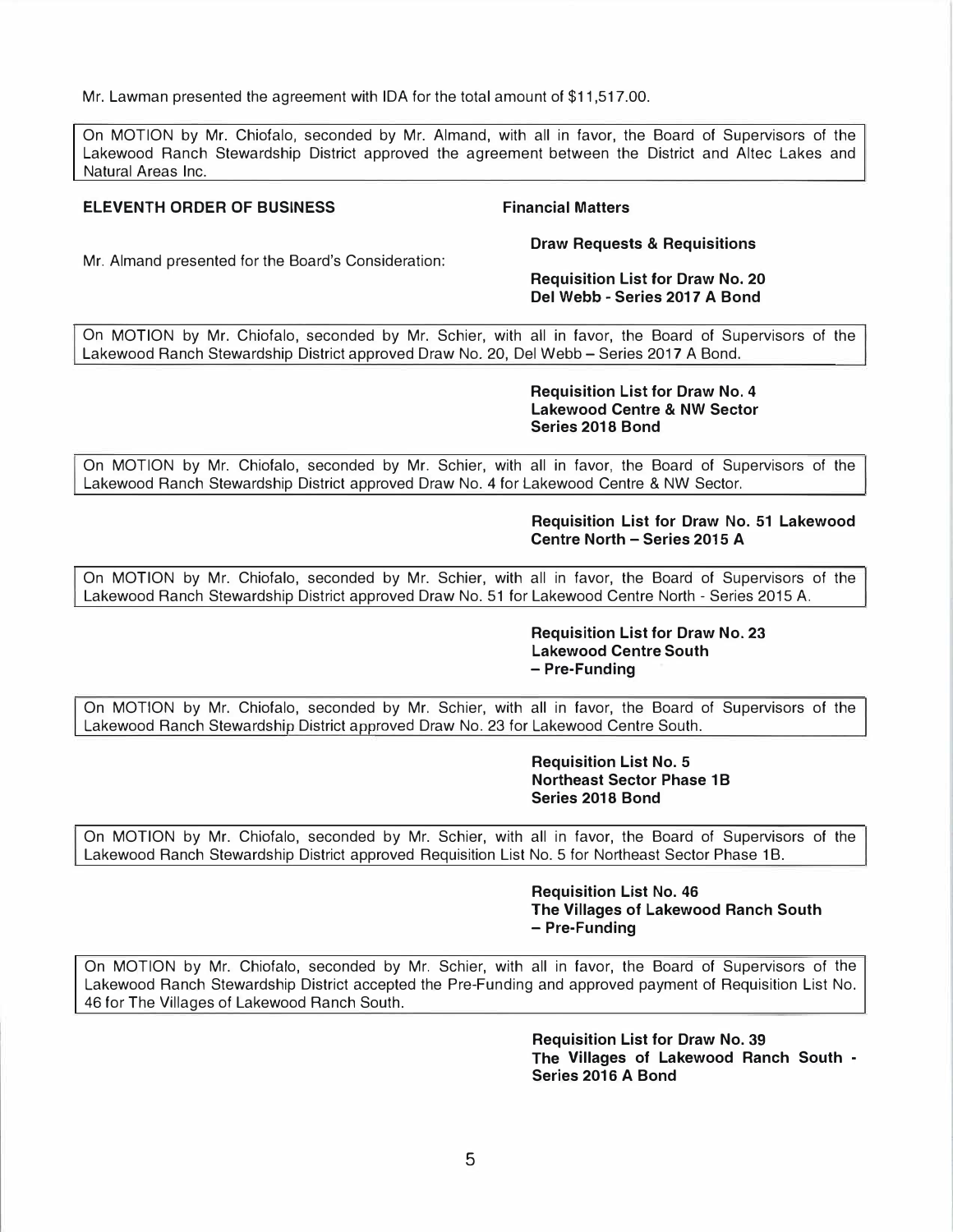Mr. Lawman presented the agreement with IDA for the total amount of $11,517.00.

On MOTION by Mr. Chiofalo, seconded by Mr. Almand, with all in favor, the Board of Supervisors of the Lakewood Ranch Stewardship District approved the agreement between the District and Altec Lakes and Natural Areas Inc.

**ELEVENTH ORDER OF BUSINESS** **Financial Matters**

**Draw Requests & Requisitions**

Mr. Almand presented for the Board's Consideration:

**Requisition List for Draw No. 20**
**Del Webb - Series 2017 A Bond**

On MOTION by Mr. Chiofalo, seconded by Mr. Schier, with all in favor, the Board of Supervisors of the Lakewood Ranch Stewardship District approved Draw No. 20, Del Webb – Series 2017 A Bond.

**Requisition List for Draw No. 4**
**Lakewood Centre & NW Sector**
**Series 2018 Bond**

On MOTION by Mr. Chiofalo, seconded by Mr. Schier, with all in favor, the Board of Supervisors of the Lakewood Ranch Stewardship District approved Draw No. 4 for Lakewood Centre & NW Sector.

**Requisition List for Draw No. 51 Lakewood Centre North – Series 2015 A**

On MOTION by Mr. Chiofalo, seconded by Mr. Schier, with all in favor, the Board of Supervisors of the Lakewood Ranch Stewardship District approved Draw No. 51 for Lakewood Centre North - Series 2015 A.

**Requisition List for Draw No. 23**
**Lakewood Centre South**
**– Pre-Funding**

On MOTION by Mr. Chiofalo, seconded by Mr. Schier, with all in favor, the Board of Supervisors of the Lakewood Ranch Stewardship District approved Draw No. 23 for Lakewood Centre South.

**Requisition List No. 5**
**Northeast Sector Phase 1B**
**Series 2018 Bond**

On MOTION by Mr. Chiofalo, seconded by Mr. Schier, with all in favor, the Board of Supervisors of the Lakewood Ranch Stewardship District approved Requisition List No. 5 for Northeast Sector Phase 1B.

**Requisition List No. 46**
**The Villages of Lakewood Ranch South**
**– Pre-Funding**

On MOTION by Mr. Chiofalo, seconded by Mr. Schier, with all in favor, the Board of Supervisors of the Lakewood Ranch Stewardship District accepted the Pre-Funding and approved payment of Requisition List No. 46 for The Villages of Lakewood Ranch South.

**Requisition List for Draw No. 39**
**The Villages of Lakewood Ranch South - Series 2016 A Bond**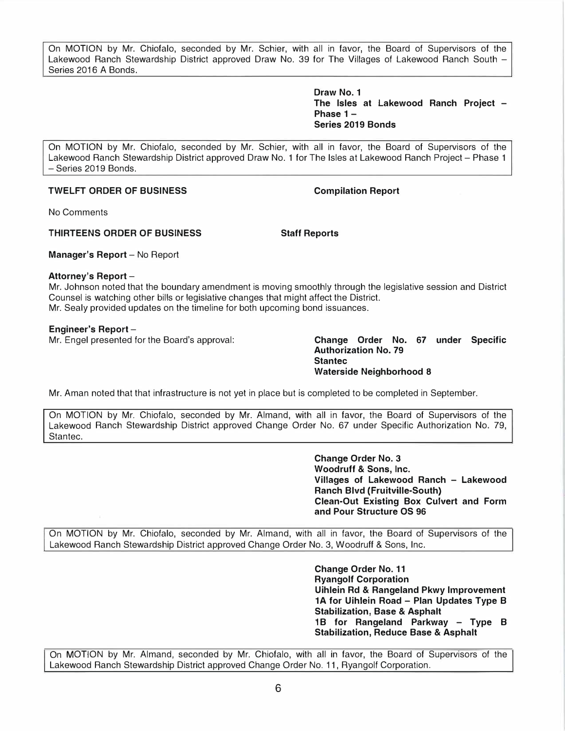> On MOTION by Mr. Chiofalo, seconded by Mr. Schier, with all in favor, the Board of Supervisors of the Lakewood Ranch Stewardship District approved Draw No. 39 for The Villages of Lakewood Ranch South – Series 2016 A Bonds.

**Draw No. 1**
**The Isles at Lakewood Ranch Project – Phase 1 –**
**Series 2019 Bonds**

> On MOTION by Mr. Chiofalo, seconded by Mr. Schier, with all in favor, the Board of Supervisors of the Lakewood Ranch Stewardship District approved Draw No. 1 for The Isles at Lakewood Ranch Project – Phase 1 – Series 2019 Bonds.

**TWELFT ORDER OF BUSINESS** — **Compilation Report**

No Comments

**THIRTEENS ORDER OF BUSINESS** — **Staff Reports**

**Manager's Report** – No Report

**Attorney's Report** –

Mr. Johnson noted that the boundary amendment is moving smoothly through the legislative session and District Counsel is watching other bills or legislative changes that might affect the District.

Mr. Sealy provided updates on the timeline for both upcoming bond issuances.

**Engineer's Report** –

Mr. Engel presented for the Board's approval:

**Change Order No. 67 under Specific Authorization No. 79**
**Stantec**
**Waterside Neighborhood 8**

Mr. Aman noted that that infrastructure is not yet in place but is completed to be completed in September.

> On MOTION by Mr. Chiofalo, seconded by Mr. Almand, with all in favor, the Board of Supervisors of the Lakewood Ranch Stewardship District approved Change Order No. 67 under Specific Authorization No. 79, Stantec.

**Change Order No. 3**
**Woodruff & Sons, Inc.**
**Villages of Lakewood Ranch – Lakewood Ranch Blvd (Fruitville-South)**
**Clean-Out Existing Box Culvert and Form and Pour Structure OS 96**

> On MOTION by Mr. Chiofalo, seconded by Mr. Almand, with all in favor, the Board of Supervisors of the Lakewood Ranch Stewardship District approved Change Order No. 3, Woodruff & Sons, Inc.

**Change Order No. 11**
**Ryangolf Corporation**
**Uihlein Rd & Rangeland Pkwy Improvement**
**1A for Uihlein Road – Plan Updates Type B Stabilization, Base & Asphalt**
**1B for Rangeland Parkway – Type B Stabilization, Reduce Base & Asphalt**

> On MOTION by Mr. Almand, seconded by Mr. Chiofalo, with all in favor, the Board of Supervisors of the Lakewood Ranch Stewardship District approved Change Order No. 11, Ryangolf Corporation.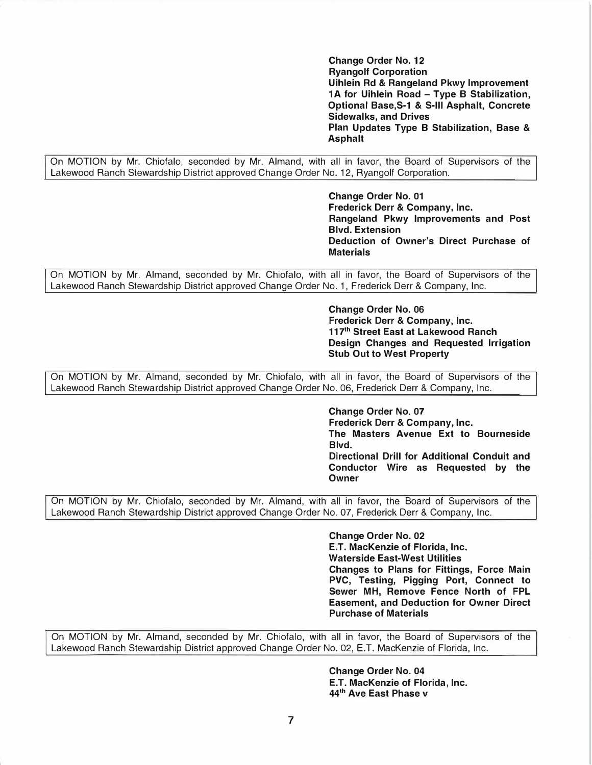**Change Order No. 12**
**Ryangolf Corporation**
**Uihlein Rd & Rangeland Pkwy Improvement**
**1A for Uihlein Road – Type B Stabilization, Optional Base,S-1 & S-III Asphalt, Concrete Sidewalks, and Drives**
**Plan Updates Type B Stabilization, Base & Asphalt**

On MOTION by Mr. Chiofalo, seconded by Mr. Almand, with all in favor, the Board of Supervisors of the Lakewood Ranch Stewardship District approved Change Order No. 12, Ryangolf Corporation.

**Change Order No. 01**
**Frederick Derr & Company, Inc.**
**Rangeland Pkwy Improvements and Post Blvd. Extension**
**Deduction of Owner's Direct Purchase of Materials**

On MOTION by Mr. Almand, seconded by Mr. Chiofalo, with all in favor, the Board of Supervisors of the Lakewood Ranch Stewardship District approved Change Order No. 1, Frederick Derr & Company, Inc.

**Change Order No. 06**
**Frederick Derr & Company, Inc.**
**117th Street East at Lakewood Ranch**
**Design Changes and Requested Irrigation Stub Out to West Property**

On MOTION by Mr. Almand, seconded by Mr. Chiofalo, with all in favor, the Board of Supervisors of the Lakewood Ranch Stewardship District approved Change Order No. 06, Frederick Derr & Company, Inc.

**Change Order No. 07**
**Frederick Derr & Company, Inc.**
**The Masters Avenue Ext to Bourneside Blvd.**
**Directional Drill for Additional Conduit and Conductor Wire as Requested by the Owner**

On MOTION by Mr. Chiofalo, seconded by Mr. Almand, with all in favor, the Board of Supervisors of the Lakewood Ranch Stewardship District approved Change Order No. 07, Frederick Derr & Company, Inc.

**Change Order No. 02**
**E.T. MacKenzie of Florida, Inc.**
**Waterside East-West Utilities**
**Changes to Plans for Fittings, Force Main PVC, Testing, Pigging Port, Connect to Sewer MH, Remove Fence North of FPL Easement, and Deduction for Owner Direct Purchase of Materials**

On MOTION by Mr. Almand, seconded by Mr. Chiofalo, with all in favor, the Board of Supervisors of the Lakewood Ranch Stewardship District approved Change Order No. 02, E.T. MacKenzie of Florida, Inc.

**Change Order No. 04**
**E.T. MacKenzie of Florida, Inc.**
**44th Ave East Phase v**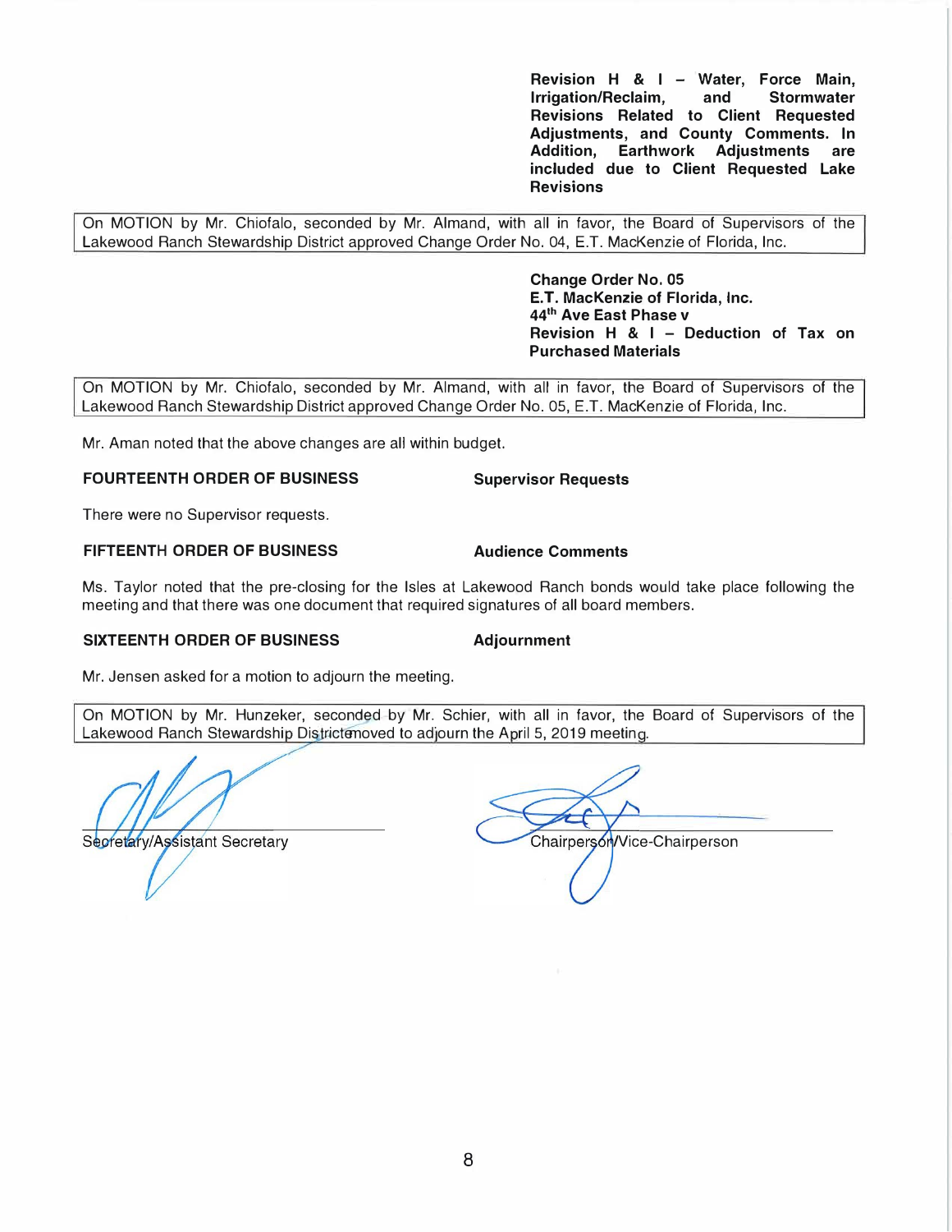**Revision H & I – Water, Force Main, Irrigation/Reclaim, and Stormwater Revisions Related to Client Requested Adjustments, and County Comments. In Addition, Earthwork Adjustments are included due to Client Requested Lake Revisions**

> On MOTION by Mr. Chiofalo, seconded by Mr. Almand, with all in favor, the Board of Supervisors of the Lakewood Ranch Stewardship District approved Change Order No. 04, E.T. MacKenzie of Florida, Inc.

**Change Order No. 05**
**E.T. MacKenzie of Florida, Inc.**
**44th Ave East Phase v**
**Revision H & I – Deduction of Tax on Purchased Materials**

> On MOTION by Mr. Chiofalo, seconded by Mr. Almand, with all in favor, the Board of Supervisors of the Lakewood Ranch Stewardship District approved Change Order No. 05, E.T. MacKenzie of Florida, Inc.

Mr. Aman noted that the above changes are all within budget.

**FOURTEENTH ORDER OF BUSINESS** **Supervisor Requests**

There were no Supervisor requests.

**FIFTEENTH ORDER OF BUSINESS** **Audience Comments**

Ms. Taylor noted that the pre-closing for the Isles at Lakewood Ranch bonds would take place following the meeting and that there was one document that required signatures of all board members.

**SIXTEENTH ORDER OF BUSINESS** **Adjournment**

Mr. Jensen asked for a motion to adjourn the meeting.

> On MOTION by Mr. Hunzeker, seconded by Mr. Schier, with all in favor, the Board of Supervisors of the Lakewood Ranch Stewardship Districtmoved to adjourn the April 5, 2019 meeting.

Secretary/Assistant Secretary

Chairperson/Vice-Chairperson